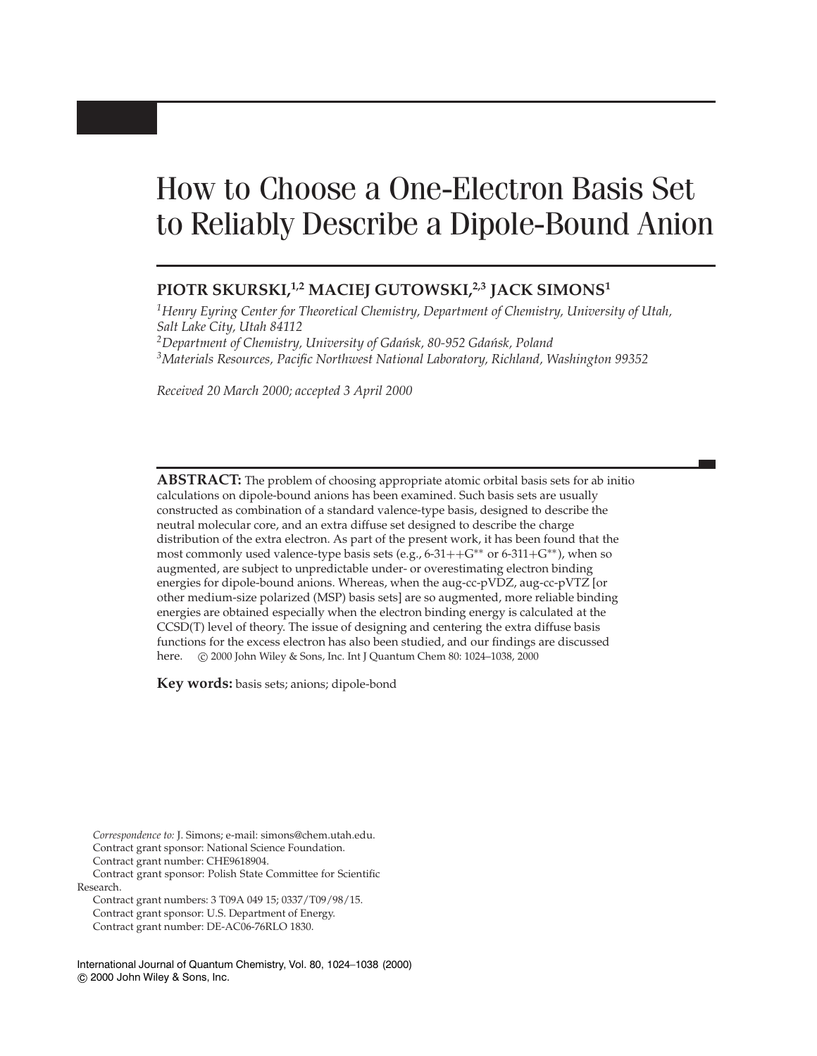# How to Choose a One-Electron Basis Set to Reliably Describe a Dipole-Bound Anion

**PIOTR SKURSKI,[1,2] MACIEJ GUTOWSKI,[2,3] JACK SIMONS[1]**

*[1]Henry Eyring Center for Theoretical Chemistry, Department of Chemistry, University of Utah, Salt Lake City, Utah 84112*
*[2]Department of Chemistry, University of Gdańsk, 80-952 Gdańsk, Poland*
*[3]Materials Resources, Pacific Northwest National Laboratory, Richland, Washington 99352*

*Received 20 March 2000; accepted 3 April 2000*

**ABSTRACT:** The problem of choosing appropriate atomic orbital basis sets for ab initio calculations on dipole-bound anions has been examined. Such basis sets are usually constructed as combination of a standard valence-type basis, designed to describe the neutral molecular core, and an extra diffuse set designed to describe the charge distribution of the extra electron. As part of the present work, it has been found that the most commonly used valence-type basis sets (e.g., 6-31++G** or 6-311+G**), when so augmented, are subject to unpredictable under- or overestimating electron binding energies for dipole-bound anions. Whereas, when the aug-cc-pVDZ, aug-cc-pVTZ [or other medium-size polarized (MSP) basis sets] are so augmented, more reliable binding energies are obtained especially when the electron binding energy is calculated at the CCSD(T) level of theory. The issue of designing and centering the extra diffuse basis functions for the excess electron has also been studied, and our findings are discussed here. © 2000 John Wiley & Sons, Inc. Int J Quantum Chem 80: 1024–1038, 2000

**Key words:** basis sets; anions; dipole-bond

*Correspondence to:* J. Simons; e-mail: simons@chem.utah.edu.
Contract grant sponsor: National Science Foundation.
Contract grant number: CHE9618904.
Contract grant sponsor: Polish State Committee for Scientific Research.
Contract grant numbers: 3 T09A 049 15; 0337/T09/98/15.
Contract grant sponsor: U.S. Department of Energy.
Contract grant number: DE-AC06-76RLO 1830.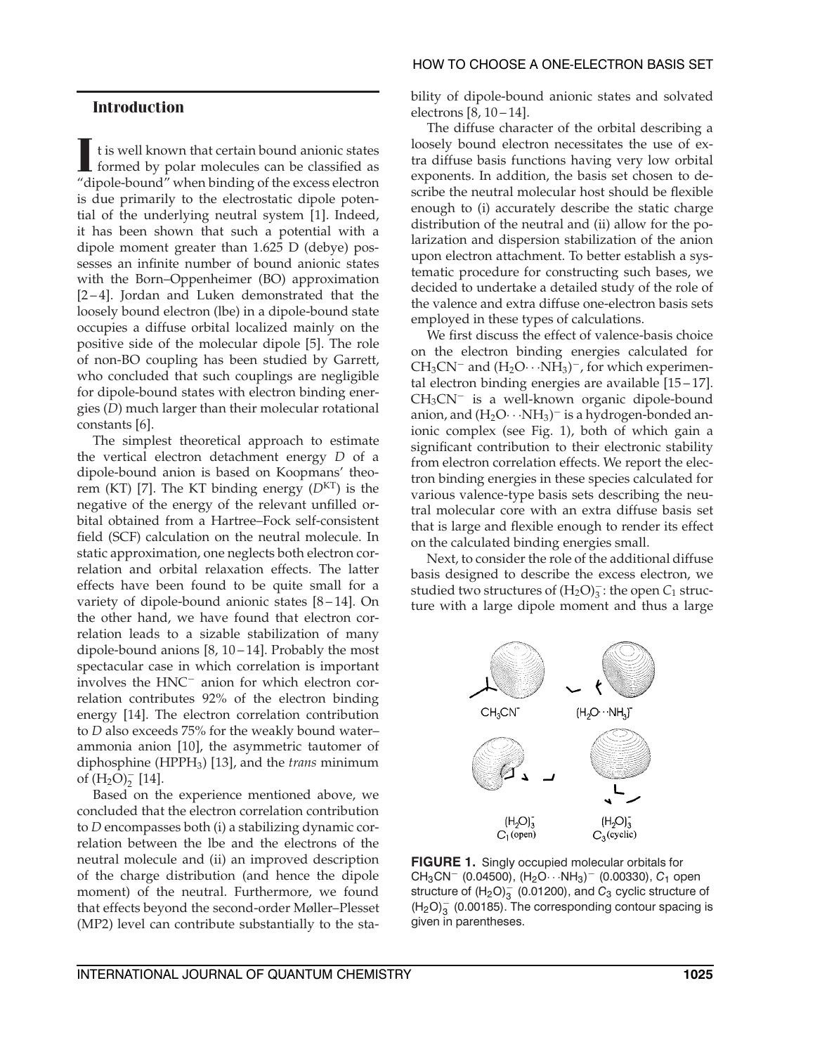## Introduction

It is well known that certain bound anionic states formed by polar molecules can be classified as "dipole-bound" when binding of the excess electron is due primarily to the electrostatic dipole potential of the underlying neutral system [1]. Indeed, it has been shown that such a potential with a dipole moment greater than 1.625 D (debye) possesses an infinite number of bound anionic states with the Born–Oppenheimer (BO) approximation [2–4]. Jordan and Luken demonstrated that the loosely bound electron (lbe) in a dipole-bound state occupies a diffuse orbital localized mainly on the positive side of the molecular dipole [5]. The role of non-BO coupling has been studied by Garrett, who concluded that such couplings are negligible for dipole-bound states with electron binding energies ($D$) much larger than their molecular rotational constants [6].

The simplest theoretical approach to estimate the vertical electron detachment energy $D$ of a dipole-bound anion is based on Koopmans' theorem (KT) [7]. The KT binding energy ($D^{KT}$) is the negative of the energy of the relevant unfilled orbital obtained from a Hartree–Fock self-consistent field (SCF) calculation on the neutral molecule. In static approximation, one neglects both electron correlation and orbital relaxation effects. The latter effects have been found to be quite small for a variety of dipole-bound anionic states [8–14]. On the other hand, we have found that electron correlation leads to a sizable stabilization of many dipole-bound anions [8, 10–14]. Probably the most spectacular case in which correlation is important involves the $HNC^-$ anion for which electron correlation contributes 92% of the electron binding energy [14]. The electron correlation contribution to $D$ also exceeds 75% for the weakly bound water–ammonia anion [10], the asymmetric tautomer of diphosphine ($HPPH_3$) [13], and the *trans* minimum of $(H_2O)_2^-$ [14].

Based on the experience mentioned above, we concluded that the electron correlation contribution to $D$ encompasses both (i) a stabilizing dynamic correlation between the lbe and the electrons of the neutral molecule and (ii) an improved description of the charge distribution (and hence the dipole moment) of the neutral. Furthermore, we found that effects beyond the second-order Møller–Plesset (MP2) level can contribute substantially to the stability of dipole-bound anionic states and solvated electrons [8, 10–14].

The diffuse character of the orbital describing a loosely bound electron necessitates the use of extra diffuse basis functions having very low orbital exponents. In addition, the basis set chosen to describe the neutral molecular host should be flexible enough to (i) accurately describe the static charge distribution of the neutral and (ii) allow for the polarization and dispersion stabilization of the anion upon electron attachment. To better establish a systematic procedure for constructing such bases, we decided to undertake a detailed study of the role of the valence and extra diffuse one-electron basis sets employed in these types of calculations.

We first discuss the effect of valence-basis choice on the electron binding energies calculated for $CH_3CN^-$ and $(H_2O\cdots NH_3)^-$, for which experimental electron binding energies are available [15–17]. $CH_3CN^-$ is a well-known organic dipole-bound anion, and $(H_2O\cdots NH_3)^-$ is a hydrogen-bonded anionic complex (see Fig. 1), both of which gain a significant contribution to their electronic stability from electron correlation effects. We report the electron binding energies in these species calculated for various valence-type basis sets describing the neutral molecular core with an extra diffuse basis set that is large and flexible enough to render its effect on the calculated binding energies small.

Next, to consider the role of the additional diffuse basis designed to describe the excess electron, we studied two structures of $(H_2O)_3^-$: the open $C_1$ structure with a large dipole moment and thus a large

**FIGURE 1.** Singly occupied molecular orbitals for $CH_3CN^-$ (0.04500), $(H_2O\cdots NH_3)^-$ (0.00330), $C_1$ open structure of $(H_2O)_3^-$ (0.01200), and $C_3$ cyclic structure of $(H_2O)_3^-$ (0.00185). The corresponding contour spacing is given in parentheses.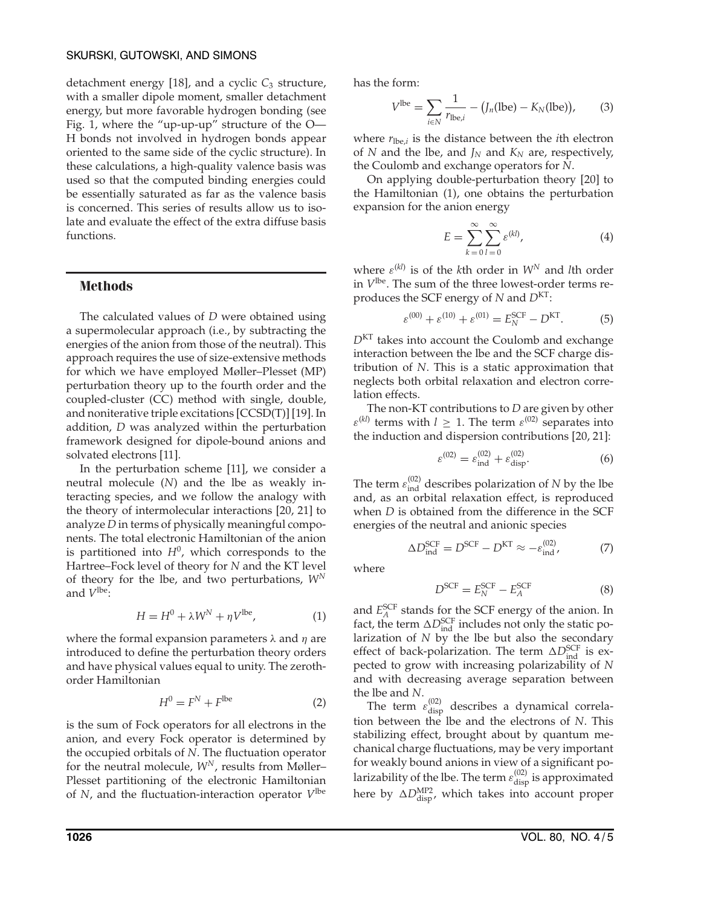detachment energy [18], and a cyclic $C_3$ structure, with a smaller dipole moment, smaller detachment energy, but more favorable hydrogen bonding (see Fig. 1, where the "up-up-up" structure of the O—H bonds not involved in hydrogen bonds appear oriented to the same side of the cyclic structure). In these calculations, a high-quality valence basis was used so that the computed binding energies could be essentially saturated as far as the valence basis is concerned. This series of results allow us to isolate and evaluate the effect of the extra diffuse basis functions.

## Methods

The calculated values of $D$ were obtained using a supermolecular approach (i.e., by subtracting the energies of the anion from those of the neutral). This approach requires the use of size-extensive methods for which we have employed Møller–Plesset (MP) perturbation theory up to the fourth order and the coupled-cluster (CC) method with single, double, and noniterative triple excitations [CCSD(T)] [19]. In addition, $D$ was analyzed within the perturbation framework designed for dipole-bound anions and solvated electrons [11].

In the perturbation scheme [11], we consider a neutral molecule ($N$) and the lbe as weakly interacting species, and we follow the analogy with the theory of intermolecular interactions [20, 21] to analyze $D$ in terms of physically meaningful components. The total electronic Hamiltonian of the anion is partitioned into $H^0$, which corresponds to the Hartree–Fock level of theory for $N$ and the KT level of theory for the lbe, and two perturbations, $W^N$ and $V^{\text{lbe}}$:

$$H = H^0 + \lambda W^N + \eta V^{\text{lbe}}, \tag{1}$$

where the formal expansion parameters $\lambda$ and $\eta$ are introduced to define the perturbation theory orders and have physical values equal to unity. The zeroth-order Hamiltonian

$$H^0 = F^N + F^{\text{lbe}} \tag{2}$$

is the sum of Fock operators for all electrons in the anion, and every Fock operator is determined by the occupied orbitals of $N$. The fluctuation operator for the neutral molecule, $W^N$, results from Møller–Plesset partitioning of the electronic Hamiltonian of $N$, and the fluctuation-interaction operator $V^{\text{lbe}}$ has the form:

$$V^{\text{lbe}} = \sum_{i \in N} \frac{1}{r_{\text{lbe},i}} - \big(J_n(\text{lbe}) - K_N(\text{lbe})\big), \tag{3}$$

where $r_{\text{lbe},i}$ is the distance between the $i$th electron of $N$ and the lbe, and $J_N$ and $K_N$ are, respectively, the Coulomb and exchange operators for $N$.

On applying double-perturbation theory [20] to the Hamiltonian (1), one obtains the perturbation expansion for the anion energy

$$E = \sum_{k=0}^{\infty} \sum_{l=0}^{\infty} \varepsilon^{(kl)}, \tag{4}$$

where $\varepsilon^{(kl)}$ is of the $k$th order in $W^N$ and $l$th order in $V^{\text{lbe}}$. The sum of the three lowest-order terms reproduces the SCF energy of $N$ and $D^{\text{KT}}$:

$$\varepsilon^{(00)} + \varepsilon^{(10)} + \varepsilon^{(01)} = E_N^{\text{SCF}} - D^{\text{KT}}. \tag{5}$$

$D^{\text{KT}}$ takes into account the Coulomb and exchange interaction between the lbe and the SCF charge distribution of $N$. This is a static approximation that neglects both orbital relaxation and electron correlation effects.

The non-KT contributions to $D$ are given by other $\varepsilon^{(kl)}$ terms with $l \geq 1$. The term $\varepsilon^{(02)}$ separates into the induction and dispersion contributions [20, 21]:

$$\varepsilon^{(02)} = \varepsilon_{\text{ind}}^{(02)} + \varepsilon_{\text{disp}}^{(02)}. \tag{6}$$

The term $\varepsilon_{\text{ind}}^{(02)}$ describes polarization of $N$ by the lbe and, as an orbital relaxation effect, is reproduced when $D$ is obtained from the difference in the SCF energies of the neutral and anionic species

$$\Delta D_{\text{ind}}^{\text{SCF}} = D^{\text{SCF}} - D^{\text{KT}} \approx -\varepsilon_{\text{ind}}^{(02)}, \tag{7}$$

where

$$D^{\text{SCF}} = E_N^{\text{SCF}} - E_A^{\text{SCF}} \tag{8}$$

and $E_A^{\text{SCF}}$ stands for the SCF energy of the anion. In fact, the term $\Delta D_{\text{ind}}^{\text{SCF}}$ includes not only the static polarization of $N$ by the lbe but also the secondary effect of back-polarization. The term $\Delta D_{\text{ind}}^{\text{SCF}}$ is expected to grow with increasing polarizability of $N$ and with decreasing average separation between the lbe and $N$.

The term $\varepsilon_{\text{disp}}^{(02)}$ describes a dynamical correlation between the lbe and the electrons of $N$. This stabilizing effect, brought about by quantum mechanical charge fluctuations, may be very important for weakly bound anions in view of a significant polarizability of the lbe. The term $\varepsilon_{\text{disp}}^{(02)}$ is approximated here by $\Delta D_{\text{disp}}^{\text{MP2}}$, which takes into account proper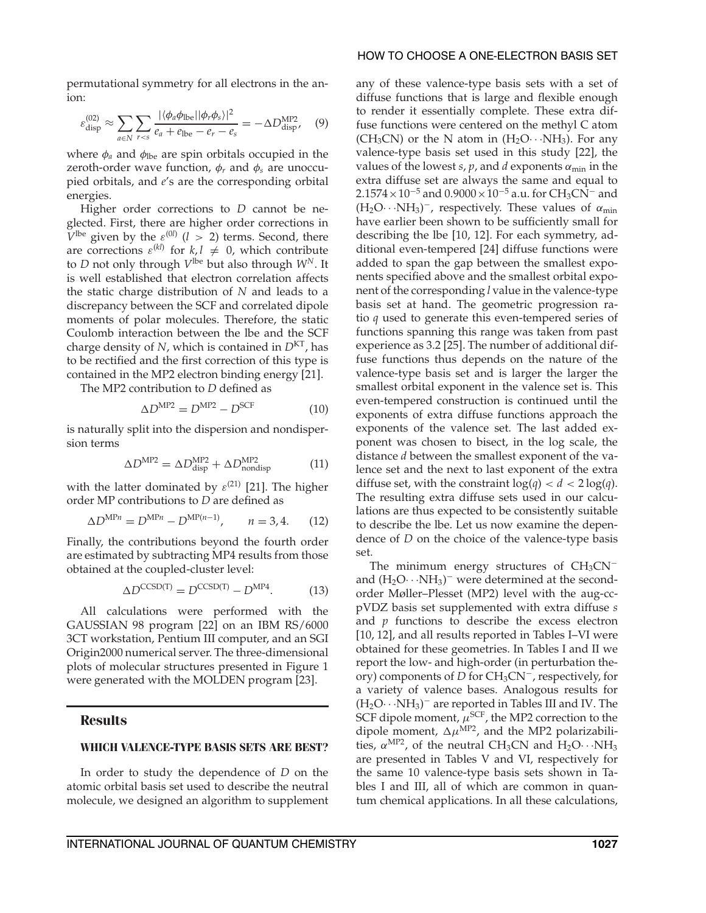permutational symmetry for all electrons in the anion:

$$\varepsilon_{\text{disp}}^{(02)} \approx \sum_{a\in N} \sum_{r<s} \frac{|\langle \phi_a \phi_{\text{lbe}} || \phi_r \phi_s \rangle|^2}{e_a + e_{\text{lbe}} - e_r - e_s} = -\Delta D_{\text{disp}}^{\text{MP2}}, \quad (9)$$

where $\phi_a$ and $\phi_{\text{lbe}}$ are spin orbitals occupied in the zeroth-order wave function, $\phi_r$ and $\phi_s$ are unoccupied orbitals, and $e$'s are the corresponding orbital energies.

Higher order corrections to $D$ cannot be neglected. First, there are higher order corrections in $V^{\text{lbe}}$ given by the $\varepsilon^{(0l)}$ ($l > 2$) terms. Second, there are corrections $\varepsilon^{(kl)}$ for $k, l \neq 0$, which contribute to $D$ not only through $V^{\text{lbe}}$ but also through $W^N$. It is well established that electron correlation affects the static charge distribution of $N$ and leads to a discrepancy between the SCF and correlated dipole moments of polar molecules. Therefore, the static Coulomb interaction between the lbe and the SCF charge density of $N$, which is contained in $D^{\text{KT}}$, has to be rectified and the first correction of this type is contained in the MP2 electron binding energy [21].

The MP2 contribution to $D$ defined as

$$\Delta D^{\text{MP2}} = D^{\text{MP2}} - D^{\text{SCF}} \quad (10)$$

is naturally split into the dispersion and nondispersion terms

$$\Delta D^{\text{MP2}} = \Delta D_{\text{disp}}^{\text{MP2}} + \Delta D_{\text{nondisp}}^{\text{MP2}} \quad (11)$$

with the latter dominated by $\varepsilon^{(21)}$ [21]. The higher order MP contributions to $D$ are defined as

$$\Delta D^{\text{MP}n} = D^{\text{MP}n} - D^{\text{MP}(n-1)}, \qquad n = 3, 4. \quad (12)$$

Finally, the contributions beyond the fourth order are estimated by subtracting MP4 results from those obtained at the coupled-cluster level:

$$\Delta D^{\text{CCSD(T)}} = D^{\text{CCSD(T)}} - D^{\text{MP4}}. \quad (13)$$

All calculations were performed with the GAUSSIAN 98 program [22] on an IBM RS/6000 3CT workstation, Pentium III computer, and an SGI Origin2000 numerical server. The three-dimensional plots of molecular structures presented in Figure 1 were generated with the MOLDEN program [23].

## Results

### WHICH VALENCE-TYPE BASIS SETS ARE BEST?

In order to study the dependence of $D$ on the atomic orbital basis set used to describe the neutral molecule, we designed an algorithm to supplement any of these valence-type basis sets with a set of diffuse functions that is large and flexible enough to render it essentially complete. These extra diffuse functions were centered on the methyl C atom ($CH_3CN$) or the N atom in ($H_2O\cdots NH_3$). For any valence-type basis set used in this study [22], the values of the lowest $s$, $p$, and $d$ exponents $\alpha_{\min}$ in the extra diffuse set are always the same and equal to $2.1574 \times 10^{-5}$ and $0.9000 \times 10^{-5}$ a.u. for $CH_3CN^-$ and $(H_2O\cdots NH_3)^-$, respectively. These values of $\alpha_{\min}$ have earlier been shown to be sufficiently small for describing the lbe [10, 12]. For each symmetry, additional even-tempered [24] diffuse functions were added to span the gap between the smallest exponents specified above and the smallest orbital exponent of the corresponding $l$ value in the valence-type basis set at hand. The geometric progression ratio $q$ used to generate this even-tempered series of functions spanning this range was taken from past experience as 3.2 [25]. The number of additional diffuse functions thus depends on the nature of the valence-type basis set and is larger the larger the smallest orbital exponent in the valence set is. This even-tempered construction is continued until the exponents of extra diffuse functions approach the exponents of the valence set. The last added exponent was chosen to bisect, in the log scale, the distance $d$ between the smallest exponent of the valence set and the next to last exponent of the extra diffuse set, with the constraint $\log(q) < d < 2\log(q)$. The resulting extra diffuse sets used in our calculations are thus expected to be consistently suitable to describe the lbe. Let us now examine the dependence of $D$ on the choice of the valence-type basis set.

The minimum energy structures of $CH_3CN^-$ and $(H_2O\cdots NH_3)^-$ were determined at the second-order Møller–Plesset (MP2) level with the aug-cc-pVDZ basis set supplemented with extra diffuse $s$ and $p$ functions to describe the excess electron [10, 12], and all results reported in Tables I–VI were obtained for these geometries. In Tables I and II we report the low- and high-order (in perturbation theory) components of $D$ for $CH_3CN^-$, respectively, for a variety of valence bases. Analogous results for $(H_2O\cdots NH_3)^-$ are reported in Tables III and IV. The SCF dipole moment, $\mu^{\text{SCF}}$, the MP2 correction to the dipole moment, $\Delta\mu^{\text{MP2}}$, and the MP2 polarizabilities, $\alpha^{\text{MP2}}$, of the neutral $CH_3CN$ and $H_2O\cdots NH_3$ are presented in Tables V and VI, respectively for the same 10 valence-type basis sets shown in Tables I and III, all of which are common in quantum chemical applications. In all these calculations,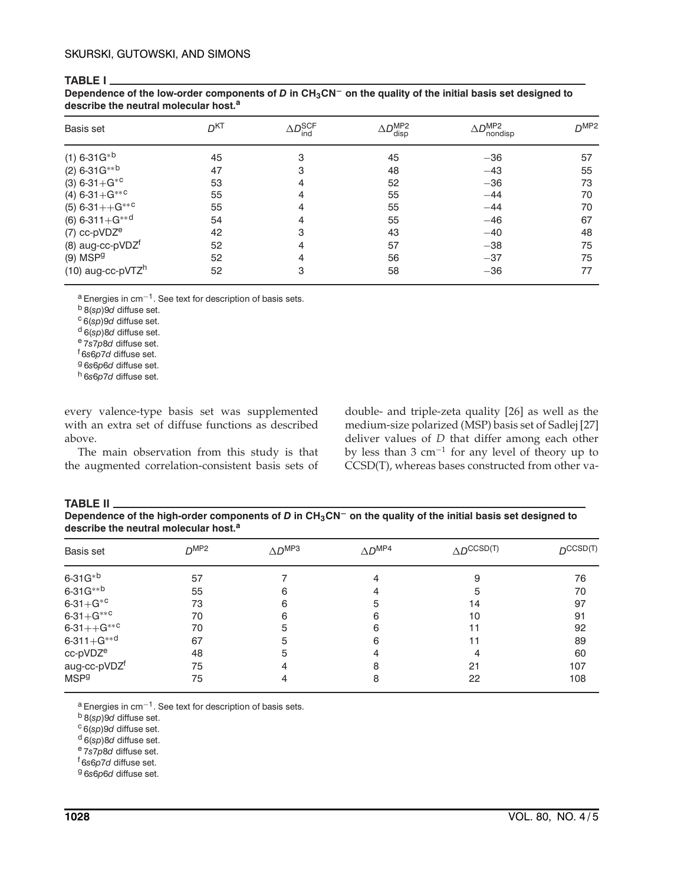**TABLE I**

**Dependence of the low-order components of $D$ in $CH_3CN^-$ on the quality of the initial basis set designed to describe the neutral molecular host.[a]**

| Basis set | $D^{KT}$ | $\Delta D^{SCF}_{ind}$ | $\Delta D^{MP2}_{disp}$ | $\Delta D^{MP2}_{nondisp}$ | $D^{MP2}$ |
|---|---|---|---|---|---|
| (1) 6-31G*[b] | 45 | 3 | 45 | −36 | 57 |
| (2) 6-31G**[b] | 47 | 3 | 48 | −43 | 55 |
| (3) 6-31+G*[c] | 53 | 4 | 52 | −36 | 73 |
| (4) 6-31+G**[c] | 55 | 4 | 55 | −44 | 70 |
| (5) 6-31++G**[c] | 55 | 4 | 55 | −44 | 70 |
| (6) 6-311+G**[d] | 54 | 4 | 55 | −46 | 67 |
| (7) cc-pVDZ[e] | 42 | 3 | 43 | −40 | 48 |
| (8) aug-cc-pVDZ[f] | 52 | 4 | 57 | −38 | 75 |
| (9) MSP[g] | 52 | 4 | 56 | −37 | 75 |
| (10) aug-cc-pVTZ[h] | 52 | 3 | 58 | −36 | 77 |

[a] Energies in $cm^{-1}$. See text for description of basis sets.
[b] 8(*sp*)9*d* diffuse set.
[c] 6(*sp*)9*d* diffuse set.
[d] 6(*sp*)8*d* diffuse set.
[e] 7*s*7*p*8*d* diffuse set.
[f] 6*s*6*p*7*d* diffuse set.
[g] 6*s*6*p*6*d* diffuse set.
[h] 6*s*6*p*7*d* diffuse set.

every valence-type basis set was supplemented with an extra set of diffuse functions as described above.

The main observation from this study is that the augmented correlation-consistent basis sets of double- and triple-zeta quality [26] as well as the medium-size polarized (MSP) basis set of Sadlej [27] deliver values of *D* that differ among each other by less than 3 $cm^{-1}$ for any level of theory up to CCSD(T), whereas bases constructed from other va-

**TABLE II**

**Dependence of the high-order components of $D$ in $CH_3CN^-$ on the quality of the initial basis set designed to describe the neutral molecular host.[a]**

| Basis set | $D^{MP2}$ | $\Delta D^{MP3}$ | $\Delta D^{MP4}$ | $\Delta D^{CCSD(T)}$ | $D^{CCSD(T)}$ |
|---|---|---|---|---|---|
| 6-31G*[b] | 57 | 7 | 4 | 9 | 76 |
| 6-31G**[b] | 55 | 6 | 4 | 5 | 70 |
| 6-31+G*[c] | 73 | 6 | 5 | 14 | 97 |
| 6-31+G**[c] | 70 | 6 | 6 | 10 | 91 |
| 6-31++G**[c] | 70 | 5 | 6 | 11 | 92 |
| 6-311+G**[d] | 67 | 5 | 6 | 11 | 89 |
| cc-pVDZ[e] | 48 | 5 | 4 | 4 | 60 |
| aug-cc-pVDZ[f] | 75 | 4 | 8 | 21 | 107 |
| MSP[g] | 75 | 4 | 8 | 22 | 108 |

[a] Energies in $cm^{-1}$. See text for description of basis sets.
[b] 8(*sp*)9*d* diffuse set.
[c] 6(*sp*)9*d* diffuse set.
[d] 6(*sp*)8*d* diffuse set.
[e] 7*s*7*p*8*d* diffuse set.
[f] 6*s*6*p*7*d* diffuse set.
[g] 6*s*6*p*6*d* diffuse set.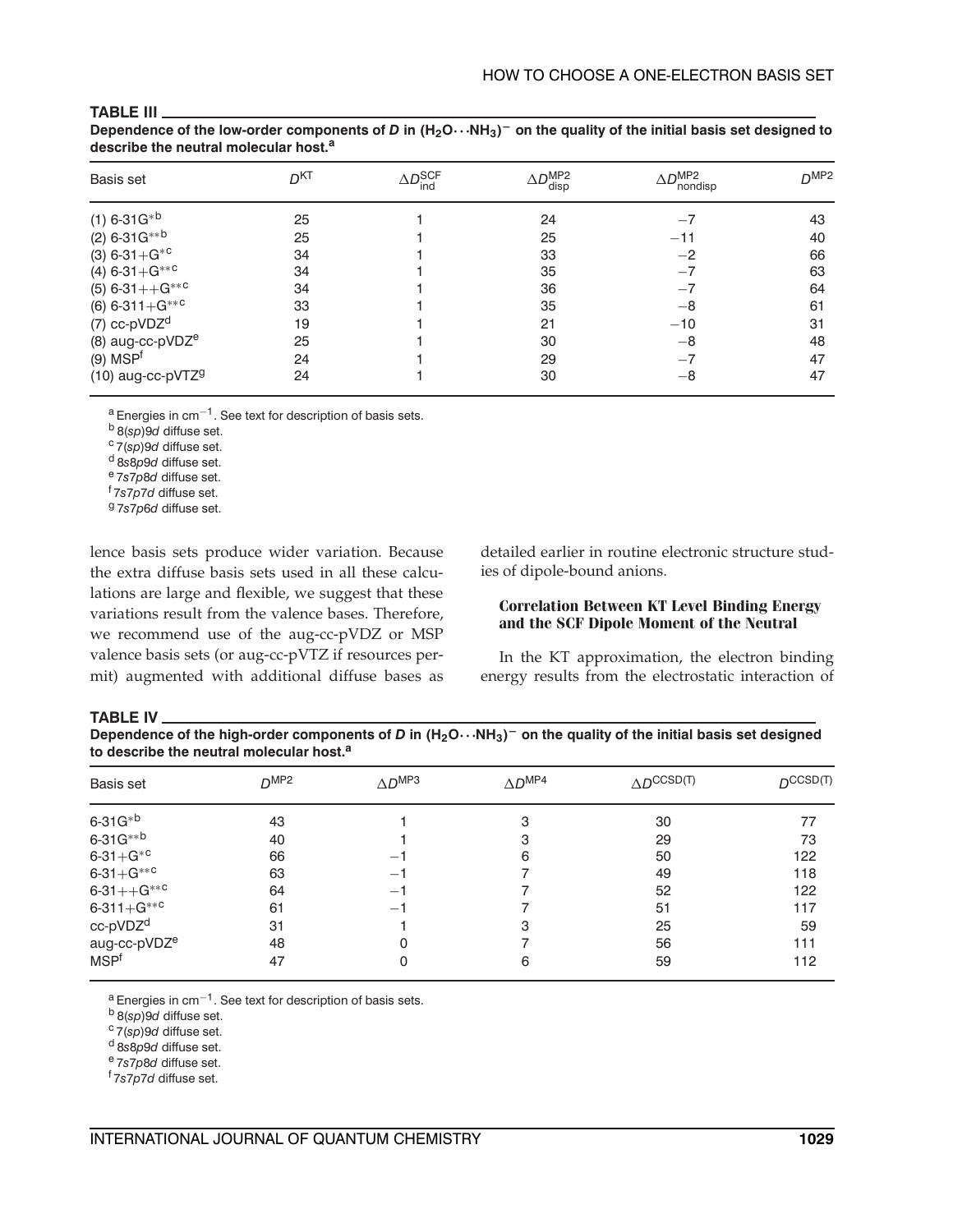**TABLE III**

**Dependence of the low-order components of $D$ in $(H_2O\cdots NH_3)^-$ on the quality of the initial basis set designed to describe the neutral molecular host.[a]**

| Basis set | $D^{KT}$ | $\Delta D_{ind}^{SCF}$ | $\Delta D_{disp}^{MP2}$ | $\Delta D_{nondisp}^{MP2}$ | $D^{MP2}$ |
|---|---|---|---|---|---|
| (1) 6-31G*[b] | 25 | 1 | 24 | −7 | 43 |
| (2) 6-31G**[b] | 25 | 1 | 25 | −11 | 40 |
| (3) 6-31+G*[c] | 34 | 1 | 33 | −2 | 66 |
| (4) 6-31+G**[c] | 34 | 1 | 35 | −7 | 63 |
| (5) 6-31++G**[c] | 34 | 1 | 36 | −7 | 64 |
| (6) 6-311+G**[c] | 33 | 1 | 35 | −8 | 61 |
| (7) cc-pVDZ[d] | 19 | 1 | 21 | −10 | 31 |
| (8) aug-cc-pVDZ[e] | 25 | 1 | 30 | −8 | 48 |
| (9) MSP[f] | 24 | 1 | 29 | −7 | 47 |
| (10) aug-cc-pVTZ[g] | 24 | 1 | 30 | −8 | 47 |

[a] Energies in $cm^{-1}$. See text for description of basis sets.
[b] 8(*sp*)9*d* diffuse set.
[c] 7(*sp*)9*d* diffuse set.
[d] 8*s*8*p*9*d* diffuse set.
[e] 7*s*7*p*8*d* diffuse set.
[f] 7*s*7*p*7*d* diffuse set.
[g] 7*s*7*p*6*d* diffuse set.

lence basis sets produce wider variation. Because the extra diffuse basis sets used in all these calculations are large and flexible, we suggest that these variations result from the valence bases. Therefore, we recommend use of the aug-cc-pVDZ or MSP valence basis sets (or aug-cc-pVTZ if resources permit) augmented with additional diffuse bases as detailed earlier in routine electronic structure studies of dipole-bound anions.

### Correlation Between KT Level Binding Energy and the SCF Dipole Moment of the Neutral

In the KT approximation, the electron binding energy results from the electrostatic interaction of

**TABLE IV**

**Dependence of the high-order components of $D$ in $(H_2O\cdots NH_3)^-$ on the quality of the initial basis set designed to describe the neutral molecular host.[a]**

| Basis set | $D^{MP2}$ | $\Delta D^{MP3}$ | $\Delta D^{MP4}$ | $\Delta D^{CCSD(T)}$ | $D^{CCSD(T)}$ |
|---|---|---|---|---|---|
| 6-31G*[b] | 43 | 1 | 3 | 30 | 77 |
| 6-31G**[b] | 40 | 1 | 3 | 29 | 73 |
| 6-31+G*[c] | 66 | −1 | 6 | 50 | 122 |
| 6-31+G**[c] | 63 | −1 | 7 | 49 | 118 |
| 6-31++G**[c] | 64 | −1 | 7 | 52 | 122 |
| 6-311+G**[c] | 61 | −1 | 7 | 51 | 117 |
| cc-pVDZ[d] | 31 | 1 | 3 | 25 | 59 |
| aug-cc-pVDZ[e] | 48 | 0 | 7 | 56 | 111 |
| MSP[f] | 47 | 0 | 6 | 59 | 112 |

[a] Energies in $cm^{-1}$. See text for description of basis sets.
[b] 8(*sp*)9*d* diffuse set.
[c] 7(*sp*)9*d* diffuse set.
[d] 8*s*8*p*9*d* diffuse set.
[e] 7*s*7*p*8*d* diffuse set.
[f] 7*s*7*p*7*d* diffuse set.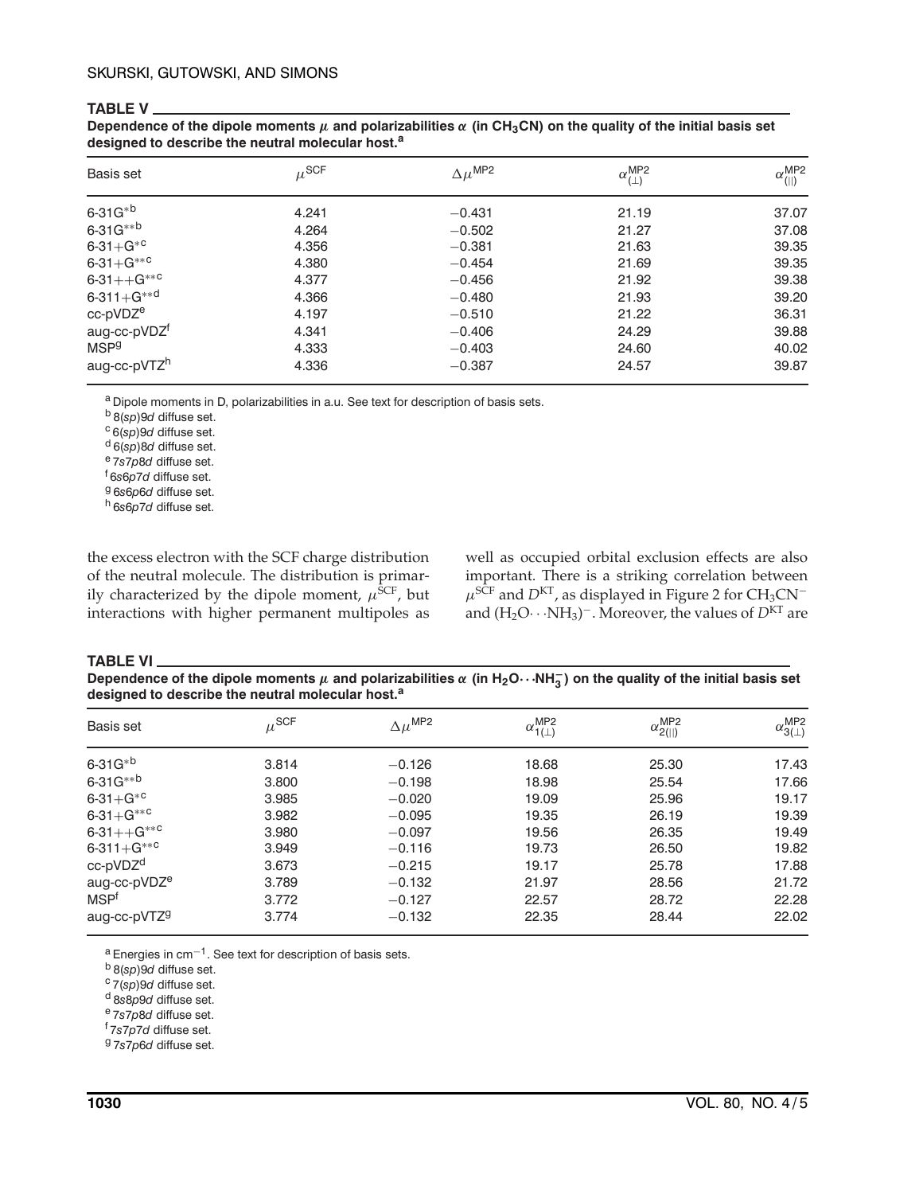**TABLE V**

**Dependence of the dipole moments $\mu$ and polarizabilities $\alpha$ (in $CH_3CN$) on the quality of the initial basis set designed to describe the neutral molecular host.[a]**

| Basis set | $\mu^{SCF}$ | $\Delta\mu^{MP2}$ | $\alpha^{MP2}_{(\perp)}$ | $\alpha^{MP2}_{(\parallel)}$ |
|---|---|---|---|---|
| 6-31G*[b] | 4.241 | −0.431 | 21.19 | 37.07 |
| 6-31G**[b] | 4.264 | −0.502 | 21.27 | 37.08 |
| 6-31+G*[c] | 4.356 | −0.381 | 21.63 | 39.35 |
| 6-31+G**[c] | 4.380 | −0.454 | 21.69 | 39.35 |
| 6-31++G**[c] | 4.377 | −0.456 | 21.92 | 39.38 |
| 6-311+G**[d] | 4.366 | −0.480 | 21.93 | 39.20 |
| cc-pVDZ[e] | 4.197 | −0.510 | 21.22 | 36.31 |
| aug-cc-pVDZ[f] | 4.341 | −0.406 | 24.29 | 39.88 |
| MSP[g] | 4.333 | −0.403 | 24.60 | 40.02 |
| aug-cc-pVTZ[h] | 4.336 | −0.387 | 24.57 | 39.87 |

[a] Dipole moments in D, polarizabilities in a.u. See text for description of basis sets.
[b] 8(*sp*)9*d* diffuse set.
[c] 6(*sp*)9*d* diffuse set.
[d] 6(*sp*)8*d* diffuse set.
[e] 7*s*7*p*8*d* diffuse set.
[f] 6*s*6*p*7*d* diffuse set.
[g] 6*s*6*p*6*d* diffuse set.
[h] 6*s*6*p*7*d* diffuse set.

the excess electron with the SCF charge distribution of the neutral molecule. The distribution is primarily characterized by the dipole moment, $\mu^{SCF}$, but interactions with higher permanent multipoles as well as occupied orbital exclusion effects are also important. There is a striking correlation between $\mu^{SCF}$ and $D^{KT}$, as displayed in Figure 2 for $CH_3CN^-$ and $(H_2O\cdots NH_3)^-$. Moreover, the values of $D^{KT}$ are

**TABLE VI**

**Dependence of the dipole moments $\mu$ and polarizabilities $\alpha$ (in $H_2O\cdots NH_3^-$) on the quality of the initial basis set designed to describe the neutral molecular host.[a]**

| Basis set | $\mu^{SCF}$ | $\Delta\mu^{MP2}$ | $\alpha^{MP2}_{1(\perp)}$ | $\alpha^{MP2}_{2(\parallel)}$ | $\alpha^{MP2}_{3(\perp)}$ |
|---|---|---|---|---|---|
| 6-31G*[b] | 3.814 | −0.126 | 18.68 | 25.30 | 17.43 |
| 6-31G**[b] | 3.800 | −0.198 | 18.98 | 25.54 | 17.66 |
| 6-31+G*[c] | 3.985 | −0.020 | 19.09 | 25.96 | 19.17 |
| 6-31+G**[c] | 3.982 | −0.095 | 19.35 | 26.19 | 19.39 |
| 6-31++G**[c] | 3.980 | −0.097 | 19.56 | 26.35 | 19.49 |
| 6-311+G**[c] | 3.949 | −0.116 | 19.73 | 26.50 | 19.82 |
| cc-pVDZ[d] | 3.673 | −0.215 | 19.17 | 25.78 | 17.88 |
| aug-cc-pVDZ[e] | 3.789 | −0.132 | 21.97 | 28.56 | 21.72 |
| MSP[f] | 3.772 | −0.127 | 22.57 | 28.72 | 22.28 |
| aug-cc-pVTZ[g] | 3.774 | −0.132 | 22.35 | 28.44 | 22.02 |

[a] Energies in $cm^{-1}$. See text for description of basis sets.
[b] 8(*sp*)9*d* diffuse set.
[c] 7(*sp*)9*d* diffuse set.
[d] 8*s*8*p*9*d* diffuse set.
[e] 7*s*7*p*8*d* diffuse set.
[f] 7*s*7*p*7*d* diffuse set.
[g] 7*s*7*p*6*d* diffuse set.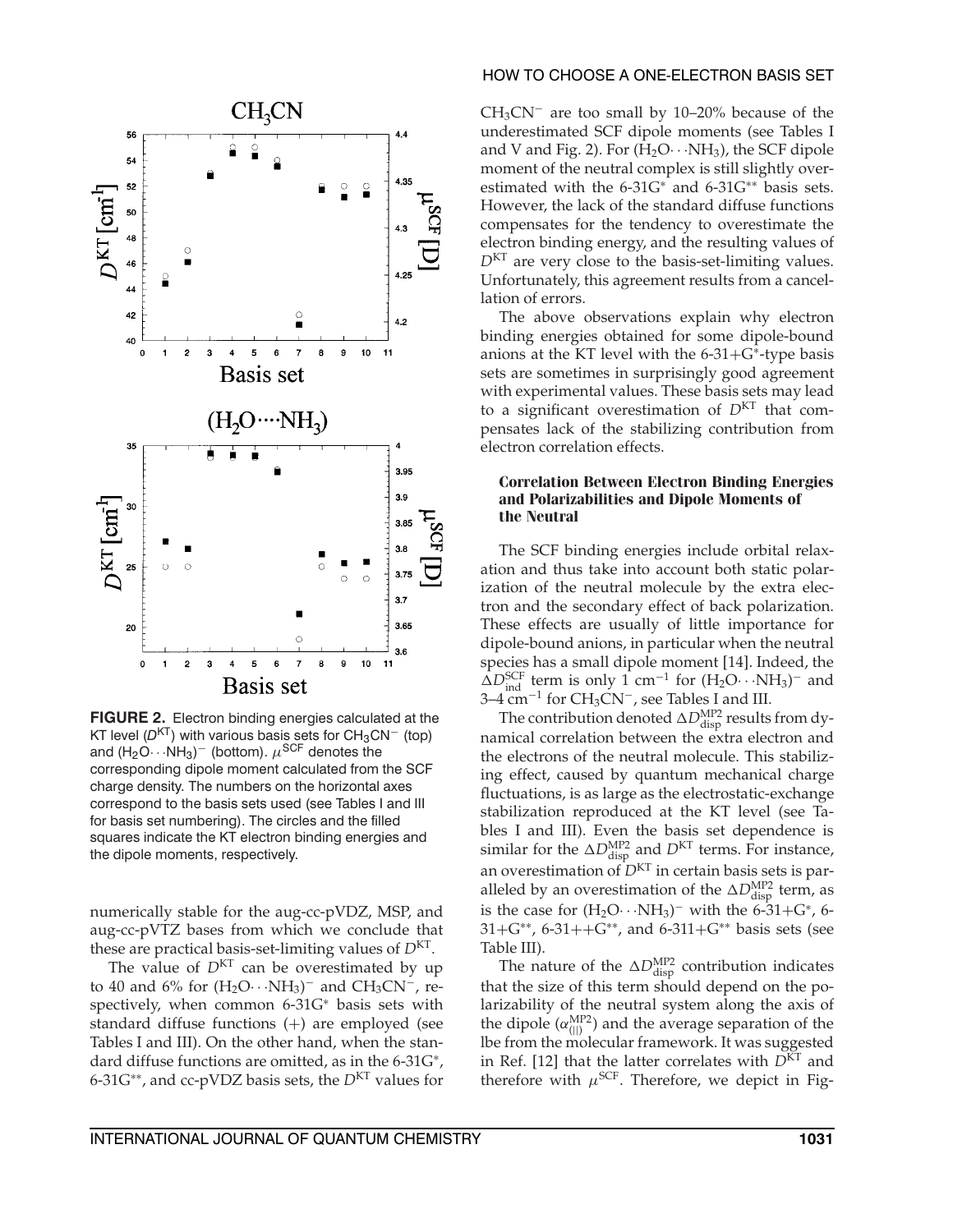**FIGURE 2.** Electron binding energies calculated at the KT level ($D^{KT}$) with various basis sets for $CH_3CN^-$ (top) and $(H_2O\cdots NH_3)^-$ (bottom). $\mu^{SCF}$ denotes the corresponding dipole moment calculated from the SCF charge density. The numbers on the horizontal axes correspond to the basis sets used (see Tables I and III for basis set numbering). The circles and the filled squares indicate the KT electron binding energies and the dipole moments, respectively.

numerically stable for the aug-cc-pVDZ, MSP, and aug-cc-pVTZ bases from which we conclude that these are practical basis-set-limiting values of $D^{KT}$.

The value of $D^{KT}$ can be overestimated by up to 40 and 6% for $(H_2O\cdots NH_3)^-$ and $CH_3CN^-$, respectively, when common 6-31G* basis sets with standard diffuse functions (+) are employed (see Tables I and III). On the other hand, when the standard diffuse functions are omitted, as in the 6-31G*, 6-31G**, and cc-pVDZ basis sets, the $D^{KT}$ values for $CH_3CN^-$ are too small by 10–20% because of the underestimated SCF dipole moments (see Tables I and V and Fig. 2). For $(H_2O\cdots NH_3)$, the SCF dipole moment of the neutral complex is still slightly overestimated with the 6-31G* and 6-31G** basis sets. However, the lack of the standard diffuse functions compensates for the tendency to overestimate the electron binding energy, and the resulting values of $D^{KT}$ are very close to the basis-set-limiting values. Unfortunately, this agreement results from a cancellation of errors.

The above observations explain why electron binding energies obtained for some dipole-bound anions at the KT level with the 6-31+G*-type basis sets are sometimes in surprisingly good agreement with experimental values. These basis sets may lead to a significant overestimation of $D^{KT}$ that compensates lack of the stabilizing contribution from electron correlation effects.

### Correlation Between Electron Binding Energies and Polarizabilities and Dipole Moments of the Neutral

The SCF binding energies include orbital relaxation and thus take into account both static polarization of the neutral molecule by the extra electron and the secondary effect of back polarization. These effects are usually of little importance for dipole-bound anions, in particular when the neutral species has a small dipole moment [14]. Indeed, the $\Delta D_{ind}^{SCF}$ term is only 1 $cm^{-1}$ for $(H_2O\cdots NH_3)^-$ and 3–4 $cm^{-1}$ for $CH_3CN^-$, see Tables I and III.

The contribution denoted $\Delta D_{disp}^{MP2}$ results from dynamical correlation between the extra electron and the electrons of the neutral molecule. This stabilizing effect, caused by quantum mechanical charge fluctuations, is as large as the electrostatic-exchange stabilization reproduced at the KT level (see Tables I and III). Even the basis set dependence is similar for the $\Delta D_{disp}^{MP2}$ and $D^{KT}$ terms. For instance, an overestimation of $D^{KT}$ in certain basis sets is paralleled by an overestimation of the $\Delta D_{disp}^{MP2}$ term, as is the case for $(H_2O\cdots NH_3)^-$ with the 6-31+G*, 6-31+G**, 6-31++G**, and 6-311+G** basis sets (see Table III).

The nature of the $\Delta D_{disp}^{MP2}$ contribution indicates that the size of this term should depend on the polarizability of the neutral system along the axis of the dipole ($\alpha_{(||)}^{MP2}$) and the average separation of the lbe from the molecular framework. It was suggested in Ref. [12] that the latter correlates with $D^{KT}$ and therefore with $\mu^{SCF}$. Therefore, we depict in Fig-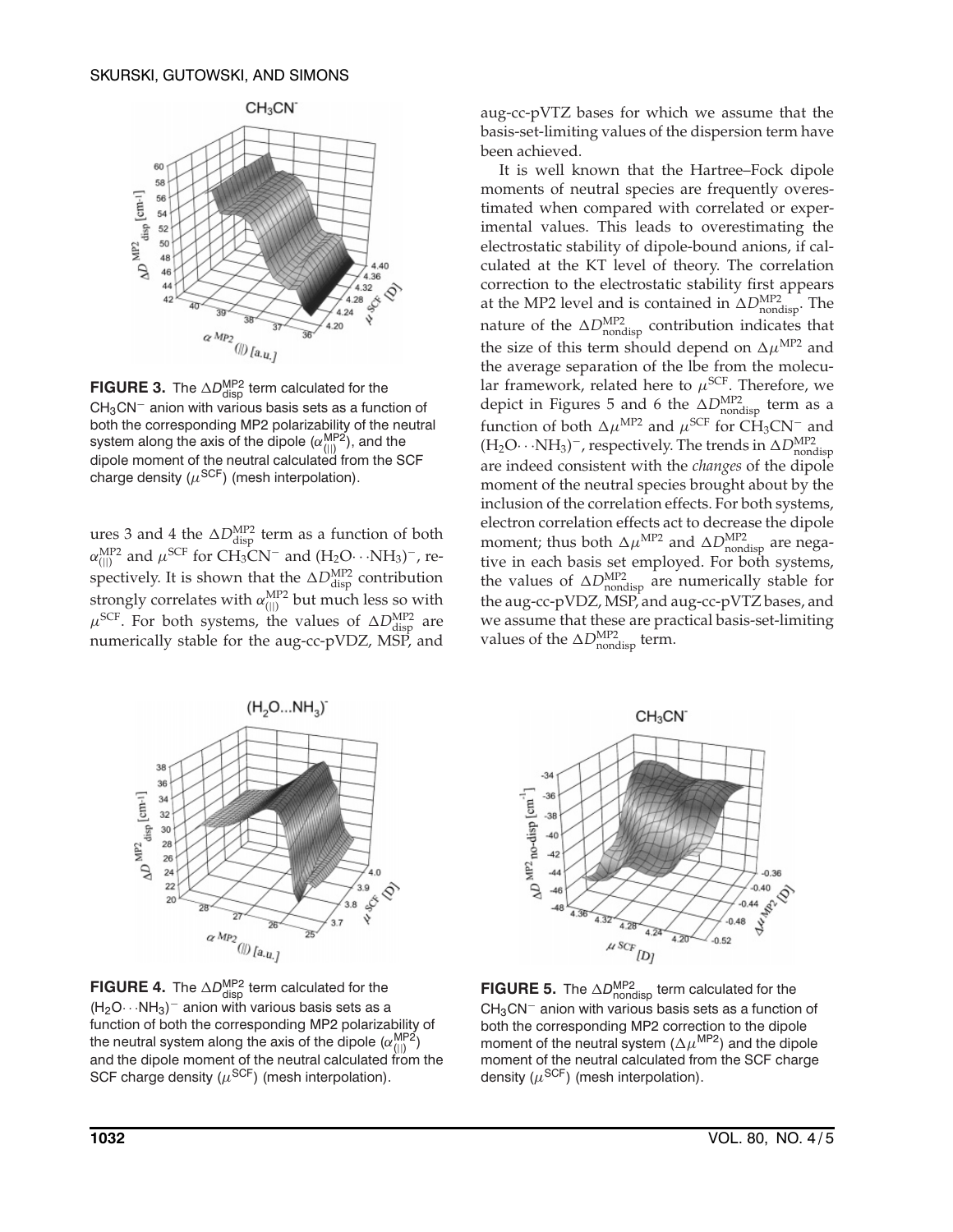**FIGURE 3.** The $\Delta D^{MP2}_{disp}$ term calculated for the $CH_3CN^-$ anion with various basis sets as a function of both the corresponding MP2 polarizability of the neutral system along the axis of the dipole ($\alpha^{MP2}_{(||)}$), and the dipole moment of the neutral calculated from the SCF charge density ($\mu^{SCF}$) (mesh interpolation).

ures 3 and 4 the $\Delta D^{MP2}_{disp}$ term as a function of both $\alpha^{MP2}_{(||)}$ and $\mu^{SCF}$ for $CH_3CN^-$ and $(H_2O\cdots NH_3)^-$, respectively. It is shown that the $\Delta D^{MP2}_{disp}$ contribution strongly correlates with $\alpha^{MP2}_{(||)}$ but much less so with $\mu^{SCF}$. For both systems, the values of $\Delta D^{MP2}_{disp}$ are numerically stable for the aug-cc-pVDZ, MSP, and aug-cc-pVTZ bases for which we assume that the basis-set-limiting values of the dispersion term have been achieved.

It is well known that the Hartree–Fock dipole moments of neutral species are frequently overestimated when compared with correlated or experimental values. This leads to overestimating the electrostatic stability of dipole-bound anions, if calculated at the KT level of theory. The correlation correction to the electrostatic stability first appears at the MP2 level and is contained in $\Delta D^{MP2}_{nondisp}$. The nature of the $\Delta D^{MP2}_{nondisp}$ contribution indicates that the size of this term should depend on $\Delta\mu^{MP2}$ and the average separation of the lbe from the molecular framework, related here to $\mu^{SCF}$. Therefore, we depict in Figures 5 and 6 the $\Delta D^{MP2}_{nondisp}$ term as a function of both $\Delta\mu^{MP2}$ and $\mu^{SCF}$ for $CH_3CN^-$ and $(H_2O\cdots NH_3)^-$, respectively. The trends in $\Delta D^{MP2}_{nondisp}$ are indeed consistent with the *changes* of the dipole moment of the neutral species brought about by the inclusion of the correlation effects. For both systems, electron correlation effects act to decrease the dipole moment; thus both $\Delta\mu^{MP2}$ and $\Delta D^{MP2}_{nondisp}$ are negative in each basis set employed. For both systems, the values of $\Delta D^{MP2}_{nondisp}$ are numerically stable for the aug-cc-pVDZ, MSP, and aug-cc-pVTZ bases, and we assume that these are practical basis-set-limiting values of the $\Delta D^{MP2}_{nondisp}$ term.

**FIGURE 4.** The $\Delta D^{MP2}_{disp}$ term calculated for the $(H_2O\cdots NH_3)^-$ anion with various basis sets as a function of both the corresponding MP2 polarizability of the neutral system along the axis of the dipole ($\alpha^{MP2}_{(||)}$) and the dipole moment of the neutral calculated from the SCF charge density ($\mu^{SCF}$) (mesh interpolation).

**FIGURE 5.** The $\Delta D^{MP2}_{nondisp}$ term calculated for the $CH_3CN^-$ anion with various basis sets as a function of both the corresponding MP2 correction to the dipole moment of the neutral system ($\Delta\mu^{MP2}$) and the dipole moment of the neutral calculated from the SCF charge density ($\mu^{SCF}$) (mesh interpolation).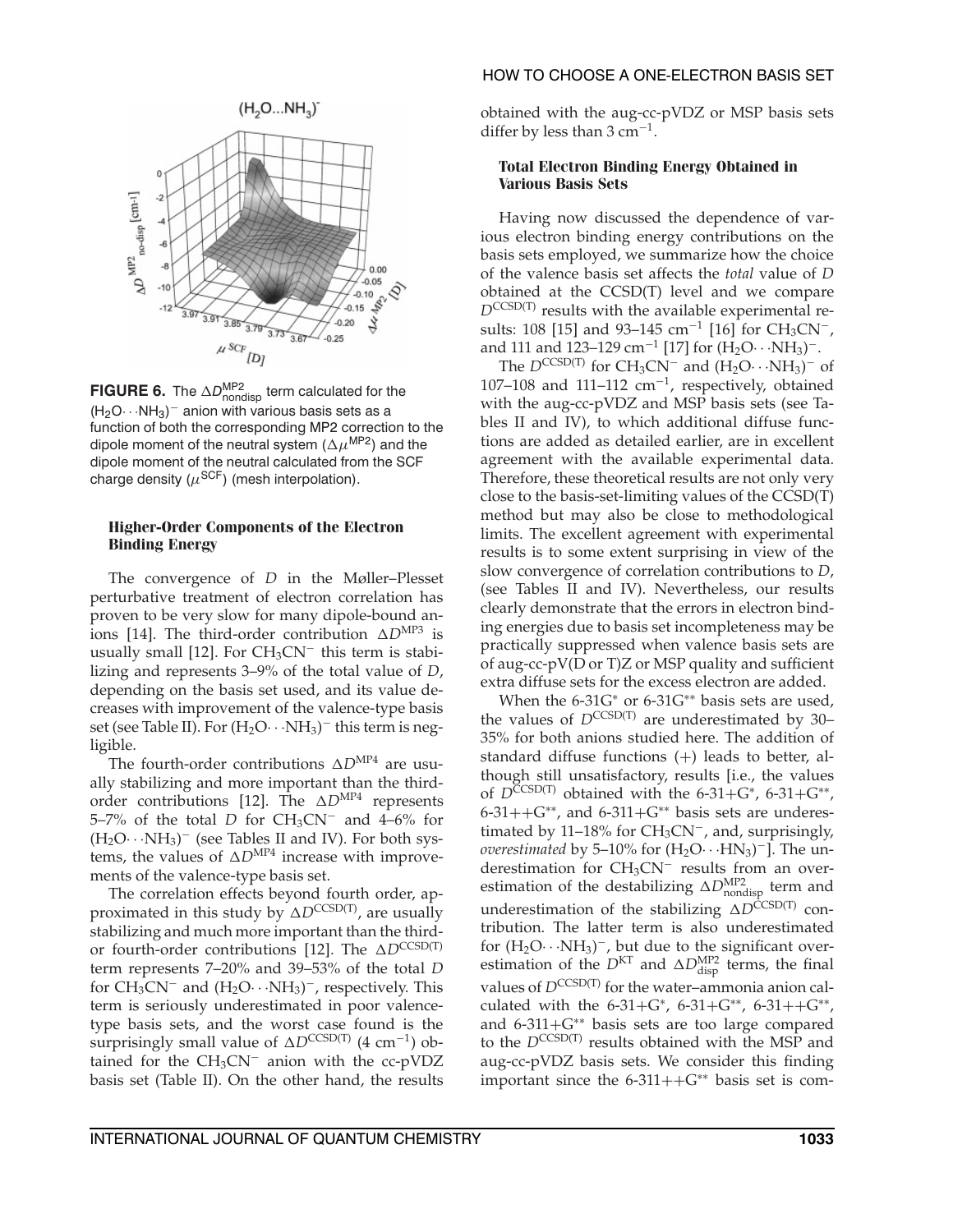**FIGURE 6.** The $\Delta D^{MP2}_{nondisp}$ term calculated for the $(H_2O\cdots NH_3)^-$ anion with various basis sets as a function of both the corresponding MP2 correction to the dipole moment of the neutral system ($\Delta\mu^{MP2}$) and the dipole moment of the neutral calculated from the SCF charge density ($\mu^{SCF}$) (mesh interpolation).

### Higher-Order Components of the Electron Binding Energy

The convergence of $D$ in the Møller–Plesset perturbative treatment of electron correlation has proven to be very slow for many dipole-bound anions [14]. The third-order contribution $\Delta D^{MP3}$ is usually small [12]. For $CH_3CN^-$ this term is stabilizing and represents 3–9% of the total value of $D$, depending on the basis set used, and its value decreases with improvement of the valence-type basis set (see Table II). For $(H_2O\cdots NH_3)^-$ this term is negligible.

The fourth-order contributions $\Delta D^{MP4}$ are usually stabilizing and more important than the third-order contributions [12]. The $\Delta D^{MP4}$ represents 5–7% of the total $D$ for $CH_3CN^-$ and 4–6% for $(H_2O\cdots NH_3)^-$ (see Tables II and IV). For both systems, the values of $\Delta D^{MP4}$ increase with improvements of the valence-type basis set.

The correlation effects beyond fourth order, approximated in this study by $\Delta D^{CCSD(T)}$, are usually stabilizing and much more important than the third- or fourth-order contributions [12]. The $\Delta D^{CCSD(T)}$ term represents 7–20% and 39–53% of the total $D$ for $CH_3CN^-$ and $(H_2O\cdots NH_3)^-$, respectively. This term is seriously underestimated in poor valence-type basis sets, and the worst case found is the surprisingly small value of $\Delta D^{CCSD(T)}$ (4 $cm^{-1}$) obtained for the $CH_3CN^-$ anion with the cc-pVDZ basis set (Table II). On the other hand, the results obtained with the aug-cc-pVDZ or MSP basis sets differ by less than 3 $cm^{-1}$.

### Total Electron Binding Energy Obtained in Various Basis Sets

Having now discussed the dependence of various electron binding energy contributions on the basis sets employed, we summarize how the choice of the valence basis set affects the *total* value of $D$ obtained at the CCSD(T) level and we compare $D^{CCSD(T)}$ results with the available experimental results: 108 [15] and 93–145 $cm^{-1}$ [16] for $CH_3CN^-$, and 111 and 123–129 $cm^{-1}$ [17] for $(H_2O\cdots NH_3)^-$.

The $D^{CCSD(T)}$ for $CH_3CN^-$ and $(H_2O\cdots NH_3)^-$ of 107–108 and 111–112 $cm^{-1}$, respectively, obtained with the aug-cc-pVDZ and MSP basis sets (see Tables II and IV), to which additional diffuse functions are added as detailed earlier, are in excellent agreement with the available experimental data. Therefore, these theoretical results are not only very close to the basis-set-limiting values of the CCSD(T) method but may also be close to methodological limits. The excellent agreement with experimental results is to some extent surprising in view of the slow convergence of correlation contributions to $D$, (see Tables II and IV). Nevertheless, our results clearly demonstrate that the errors in electron binding energies due to basis set incompleteness may be practically suppressed when valence basis sets are of aug-cc-pV(D or T)Z or MSP quality and sufficient extra diffuse sets for the excess electron are added.

When the 6-31G* or 6-31G** basis sets are used, the values of $D^{CCSD(T)}$ are underestimated by 30–35% for both anions studied here. The addition of standard diffuse functions (+) leads to better, although still unsatisfactory, results [i.e., the values of $D^{CCSD(T)}$ obtained with the 6-31+G*, 6-31+G**, 6-31++G**, and 6-311+G** basis sets are underestimated by 11–18% for $CH_3CN^-$, and, surprisingly, *overestimated* by 5–10% for $(H_2O\cdots HN_3)^-$]. The underestimation for $CH_3CN^-$ results from an overestimation of the destabilizing $\Delta D^{MP2}_{nondisp}$ term and underestimation of the stabilizing $\Delta D^{CCSD(T)}$ contribution. The latter term is also underestimated for $(H_2O\cdots NH_3)^-$, but due to the significant overestimation of the $D^{KT}$ and $\Delta D^{MP2}_{disp}$ terms, the final values of $D^{CCSD(T)}$ for the water–ammonia anion calculated with the 6-31+G*, 6-31+G**, 6-31++G**, and 6-311+G** basis sets are too large compared to the $D^{CCSD(T)}$ results obtained with the MSP and aug-cc-pVDZ basis sets. We consider this finding important since the 6-311++G** basis set is com-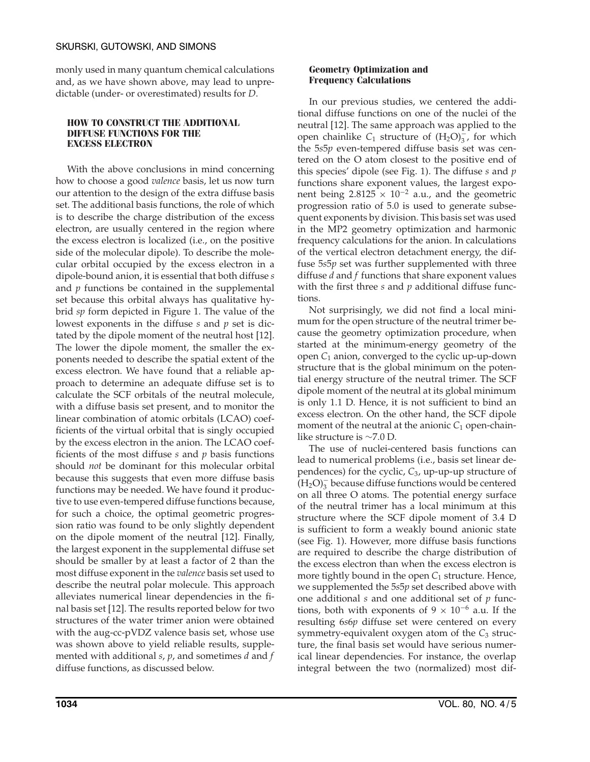monly used in many quantum chemical calculations and, as we have shown above, may lead to unpredictable (under- or overestimated) results for *D*.

## HOW TO CONSTRUCT THE ADDITIONAL DIFFUSE FUNCTIONS FOR THE EXCESS ELECTRON

With the above conclusions in mind concerning how to choose a good *valence* basis, let us now turn our attention to the design of the extra diffuse basis set. The additional basis functions, the role of which is to describe the charge distribution of the excess electron, are usually centered in the region where the excess electron is localized (i.e., on the positive side of the molecular dipole). To describe the molecular orbital occupied by the excess electron in a dipole-bound anion, it is essential that both diffuse *s* and *p* functions be contained in the supplemental set because this orbital always has qualitative hybrid *sp* form depicted in Figure 1. The value of the lowest exponents in the diffuse *s* and *p* set is dictated by the dipole moment of the neutral host [12]. The lower the dipole moment, the smaller the exponents needed to describe the spatial extent of the excess electron. We have found that a reliable approach to determine an adequate diffuse set is to calculate the SCF orbitals of the neutral molecule, with a diffuse basis set present, and to monitor the linear combination of atomic orbitals (LCAO) coefficients of the virtual orbital that is singly occupied by the excess electron in the anion. The LCAO coefficients of the most diffuse *s* and *p* basis functions should *not* be dominant for this molecular orbital because this suggests that even more diffuse basis functions may be needed. We have found it productive to use even-tempered diffuse functions because, for such a choice, the optimal geometric progression ratio was found to be only slightly dependent on the dipole moment of the neutral [12]. Finally, the largest exponent in the supplemental diffuse set should be smaller by at least a factor of 2 than the most diffuse exponent in the *valence* basis set used to describe the neutral polar molecule. This approach alleviates numerical linear dependencies in the final basis set [12]. The results reported below for two structures of the water trimer anion were obtained with the aug-cc-pVDZ valence basis set, whose use was shown above to yield reliable results, supplemented with additional *s*, *p*, and sometimes *d* and *f* diffuse functions, as discussed below.

### Geometry Optimization and Frequency Calculations

In our previous studies, we centered the additional diffuse functions on one of the nuclei of the neutral [12]. The same approach was applied to the open chainlike $C_1$ structure of $(H_2O)_3^-$, for which the 5*s*5*p* even-tempered diffuse basis set was centered on the O atom closest to the positive end of this species' dipole (see Fig. 1). The diffuse *s* and *p* functions share exponent values, the largest exponent being $2.8125 \times 10^{-2}$ a.u., and the geometric progression ratio of 5.0 is used to generate subsequent exponents by division. This basis set was used in the MP2 geometry optimization and harmonic frequency calculations for the anion. In calculations of the vertical electron detachment energy, the diffuse 5*s*5*p* set was further supplemented with three diffuse *d* and *f* functions that share exponent values with the first three *s* and *p* additional diffuse functions.

Not surprisingly, we did not find a local minimum for the open structure of the neutral trimer because the geometry optimization procedure, when started at the minimum-energy geometry of the open $C_1$ anion, converged to the cyclic up-up-down structure that is the global minimum on the potential energy structure of the neutral trimer. The SCF dipole moment of the neutral at its global minimum is only 1.1 D. Hence, it is not sufficient to bind an excess electron. On the other hand, the SCF dipole moment of the neutral at the anionic $C_1$ open-chainlike structure is ~7.0 D.

The use of nuclei-centered basis functions can lead to numerical problems (i.e., basis set linear dependences) for the cyclic, $C_3$, up-up-up structure of $(H_2O)_3^-$ because diffuse functions would be centered on all three O atoms. The potential energy surface of the neutral trimer has a local minimum at this structure where the SCF dipole moment of 3.4 D is sufficient to form a weakly bound anionic state (see Fig. 1). However, more diffuse basis functions are required to describe the charge distribution of the excess electron than when the excess electron is more tightly bound in the open $C_1$ structure. Hence, we supplemented the 5*s*5*p* set described above with one additional *s* and one additional set of *p* functions, both with exponents of $9 \times 10^{-6}$ a.u. If the resulting 6*s*6*p* diffuse set were centered on every symmetry-equivalent oxygen atom of the $C_3$ structure, the final basis set would have serious numerical linear dependencies. For instance, the overlap integral between the two (normalized) most dif-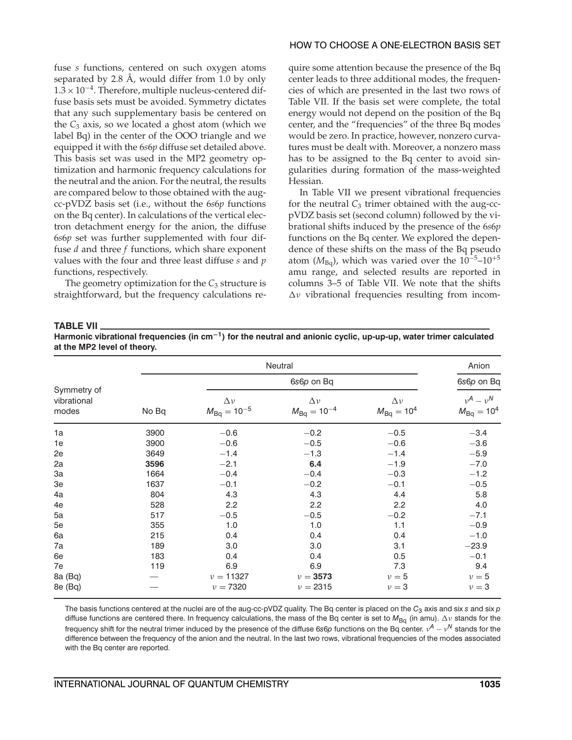fuse *s* functions, centered on such oxygen atoms separated by 2.8 Å, would differ from 1.0 by only $1.3 \times 10^{-4}$. Therefore, multiple nucleus-centered diffuse basis sets must be avoided. Symmetry dictates that any such supplementary basis be centered on the $C_3$ axis, so we located a ghost atom (which we label Bq) in the center of the OOO triangle and we equipped it with the 6*s*6*p* diffuse set detailed above. This basis set was used in the MP2 geometry optimization and harmonic frequency calculations for the neutral and the anion. For the neutral, the results are compared below to those obtained with the aug-cc-pVDZ basis set (i.e., without the 6*s*6*p* functions on the Bq center). In calculations of the vertical electron detachment energy for the anion, the diffuse 6*s*6*p* set was further supplemented with four diffuse *d* and three *f* functions, which share exponent values with the four and three least diffuse *s* and *p* functions, respectively.

The geometry optimization for the $C_3$ structure is straightforward, but the frequency calculations require some attention because the presence of the Bq center leads to three additional modes, the frequencies of which are presented in the last two rows of Table VII. If the basis set were complete, the total energy would not depend on the position of the Bq center, and the "frequencies" of the three Bq modes would be zero. In practice, however, nonzero curvatures must be dealt with. Moreover, a nonzero mass has to be assigned to the Bq center to avoid singularities during formation of the mass-weighted Hessian.

In Table VII we present vibrational frequencies for the neutral $C_3$ trimer obtained with the aug-cc-pVDZ basis set (second column) followed by the vibrational shifts induced by the presence of the 6*s*6*p* functions on the Bq center. We explored the dependence of these shifts on the mass of the Bq pseudo atom ($M_{Bq}$), which was varied over the $10^{-5}$–$10^{+5}$ amu range, and selected results are reported in columns 3–5 of Table VII. We note that the shifts $\Delta\nu$ vibrational frequencies resulting from incom-

**TABLE VII**
**Harmonic vibrational frequencies (in cm$^{-1}$) for the neutral and anionic cyclic, up-up-up, water trimer calculated at the MP2 level of theory.**

| Symmetry of vibrational modes | Neutral | | | | Anion |
|---|---|---|---|---|---|
| | | 6*s*6*p* on Bq | | | 6*s*6*p* on Bq |
| | No Bq | $\Delta\nu$ $M_{Bq} = 10^{-5}$ | $\Delta\nu$ $M_{Bq} = 10^{-4}$ | $\Delta\nu$ $M_{Bq} = 10^{4}$ | $\nu^A - \nu^N$ $M_{Bq} = 10^{4}$ |
| 1a | 3900 | −0.6 | −0.2 | −0.5 | −3.4 |
| 1e | 3900 | −0.6 | −0.5 | −0.6 | −3.6 |
| 2e | 3649 | −1.4 | −1.3 | −1.4 | −5.9 |
| 2a | **3596** | −2.1 | **6.4** | −1.9 | −7.0 |
| 3a | 1664 | −0.4 | −0.4 | −0.3 | −1.2 |
| 3e | 1637 | −0.1 | −0.2 | −0.1 | −0.5 |
| 4a | 804 | 4.3 | 4.3 | 4.4 | 5.8 |
| 4e | 528 | 2.2 | 2.2 | 2.2 | 4.0 |
| 5a | 517 | −0.5 | −0.5 | −0.2 | −7.1 |
| 5e | 355 | 1.0 | 1.0 | 1.1 | −0.9 |
| 6a | 215 | 0.4 | 0.4 | 0.4 | −1.0 |
| 7a | 189 | 3.0 | 3.0 | 3.1 | −23.9 |
| 6e | 183 | 0.4 | 0.4 | 0.5 | −0.1 |
| 7e | 119 | 6.9 | 6.9 | 7.3 | 9.4 |
| 8a (Bq) | — | $\nu = 11327$ | $\nu =$ **3573** | $\nu = 5$ | $\nu = 5$ |
| 8e (Bq) | — | $\nu = 7320$ | $\nu = 2315$ | $\nu = 3$ | $\nu = 3$ |

The basis functions centered at the nuclei are of the aug-cc-pVDZ quality. The Bq center is placed on the $C_3$ axis and six *s* and six *p* diffuse functions are centered there. In frequency calculations, the mass of the Bq center is set to $M_{Bq}$ (in amu). $\Delta\nu$ stands for the frequency shift for the neutral trimer induced by the presence of the diffuse 6*s*6*p* functions on the Bq center. $\nu^A - \nu^N$ stands for the difference between the frequency of the anion and the neutral. In the last two rows, vibrational frequencies of the modes associated with the Bq center are reported.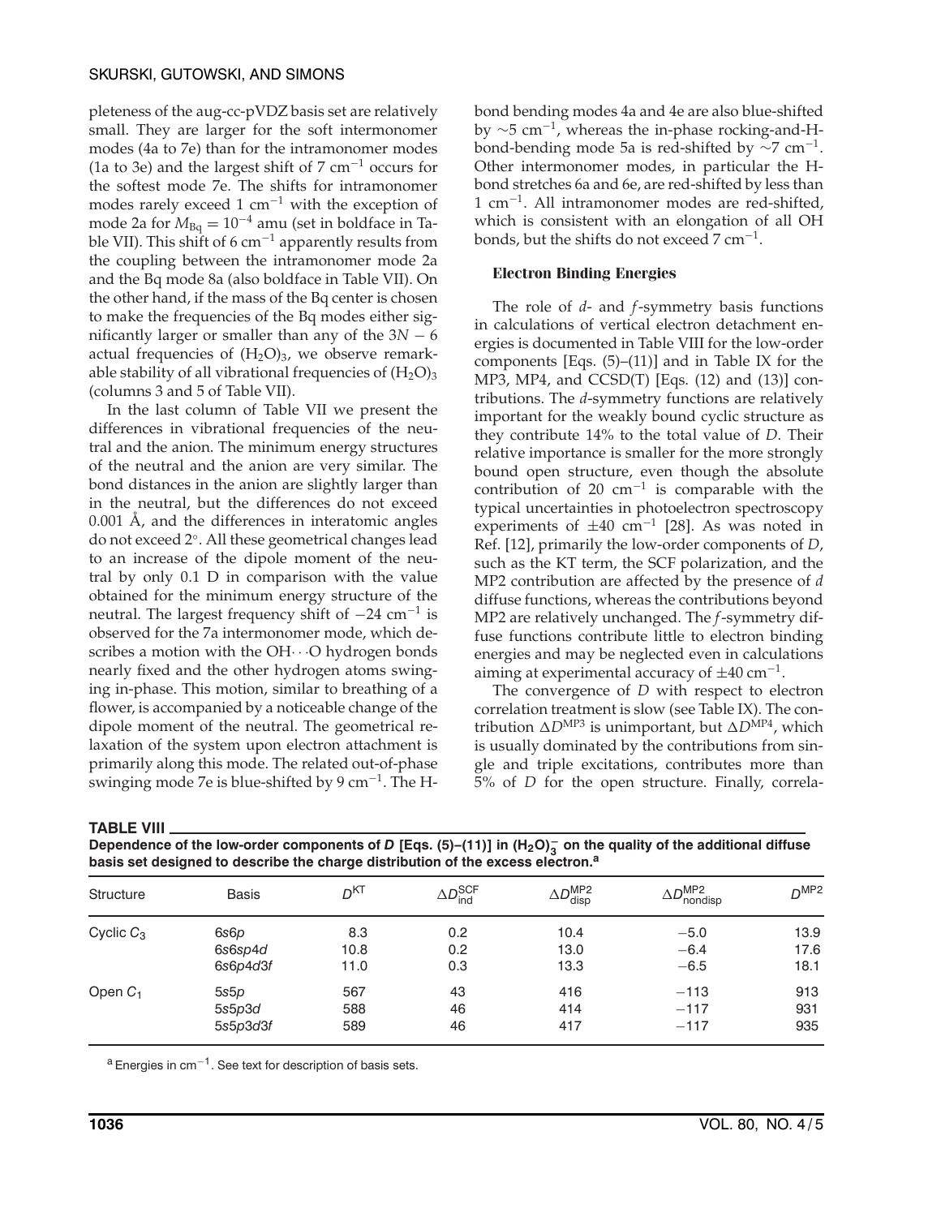pleteness of the aug-cc-pVDZ basis set are relatively small. They are larger for the soft intermonomer modes (4a to 7e) than for the intramonomer modes (1a to 3e) and the largest shift of 7 $cm^{-1}$ occurs for the softest mode 7e. The shifts for intramonomer modes rarely exceed 1 $cm^{-1}$ with the exception of mode 2a for $M_{Bq} = 10^{-4}$ amu (set in boldface in Table VII). This shift of 6 $cm^{-1}$ apparently results from the coupling between the intramonomer mode 2a and the Bq mode 8a (also boldface in Table VII). On the other hand, if the mass of the Bq center is chosen to make the frequencies of the Bq modes either significantly larger or smaller than any of the $3N - 6$ actual frequencies of $(H_2O)_3$, we observe remarkable stability of all vibrational frequencies of $(H_2O)_3$ (columns 3 and 5 of Table VII).

In the last column of Table VII we present the differences in vibrational frequencies of the neutral and the anion. The minimum energy structures of the neutral and the anion are very similar. The bond distances in the anion are slightly larger than in the neutral, but the differences do not exceed 0.001 Å, and the differences in interatomic angles do not exceed 2°. All these geometrical changes lead to an increase of the dipole moment of the neutral by only 0.1 D in comparison with the value obtained for the minimum energy structure of the neutral. The largest frequency shift of $-24$ $cm^{-1}$ is observed for the 7a intermonomer mode, which describes a motion with the OH···O hydrogen bonds nearly fixed and the other hydrogen atoms swinging in-phase. This motion, similar to breathing of a flower, is accompanied by a noticeable change of the dipole moment of the neutral. The geometrical relaxation of the system upon electron attachment is primarily along this mode. The related out-of-phase swinging mode 7e is blue-shifted by 9 $cm^{-1}$. The H-bond bending modes 4a and 4e are also blue-shifted by ~5 $cm^{-1}$, whereas the in-phase rocking-and-H-bond-bending mode 5a is red-shifted by ~7 $cm^{-1}$. Other intermonomer modes, in particular the H-bond stretches 6a and 6e, are red-shifted by less than 1 $cm^{-1}$. All intramonomer modes are red-shifted, which is consistent with an elongation of all OH bonds, but the shifts do not exceed 7 $cm^{-1}$.

### Electron Binding Energies

The role of *d*- and *f*-symmetry basis functions in calculations of vertical electron detachment energies is documented in Table VIII for the low-order components [Eqs. (5)–(11)] and in Table IX for the MP3, MP4, and CCSD(T) [Eqs. (12) and (13)] contributions. The *d*-symmetry functions are relatively important for the weakly bound cyclic structure as they contribute 14% to the total value of $D$. Their relative importance is smaller for the more strongly bound open structure, even though the absolute contribution of 20 $cm^{-1}$ is comparable with the typical uncertainties in photoelectron spectroscopy experiments of ±40 $cm^{-1}$ [28]. As was noted in Ref. [12], primarily the low-order components of $D$, such as the KT term, the SCF polarization, and the MP2 contribution are affected by the presence of *d* diffuse functions, whereas the contributions beyond MP2 are relatively unchanged. The *f*-symmetry diffuse functions contribute little to electron binding energies and may be neglected even in calculations aiming at experimental accuracy of ±40 $cm^{-1}$.

The convergence of $D$ with respect to electron correlation treatment is slow (see Table IX). The contribution $\Delta D^{MP3}$ is unimportant, but $\Delta D^{MP4}$, which is usually dominated by the contributions from single and triple excitations, contributes more than 5% of $D$ for the open structure. Finally, correla-

**TABLE VIII**
**Dependence of the low-order components of $D$ [Eqs. (5)–(11)] in $(H_2O)_3^-$ on the quality of the additional diffuse basis set designed to describe the charge distribution of the excess electron.[a]**

| Structure | Basis | $D^{KT}$ | $\Delta D^{SCF}_{ind}$ | $\Delta D^{MP2}_{disp}$ | $\Delta D^{MP2}_{nondisp}$ | $D^{MP2}$ |
|---|---|---|---|---|---|---|
| Cyclic $C_3$ | 6s6p | 8.3 | 0.2 | 10.4 | −5.0 | 13.9 |
| | 6s6sp4d | 10.8 | 0.2 | 13.0 | −6.4 | 17.6 |
| | 6s6p4d3f | 11.0 | 0.3 | 13.3 | −6.5 | 18.1 |
| Open $C_1$ | 5s5p | 567 | 43 | 416 | −113 | 913 |
| | 5s5p3d | 588 | 46 | 414 | −117 | 931 |
| | 5s5p3d3f | 589 | 46 | 417 | −117 | 935 |

[a] Energies in $cm^{-1}$. See text for description of basis sets.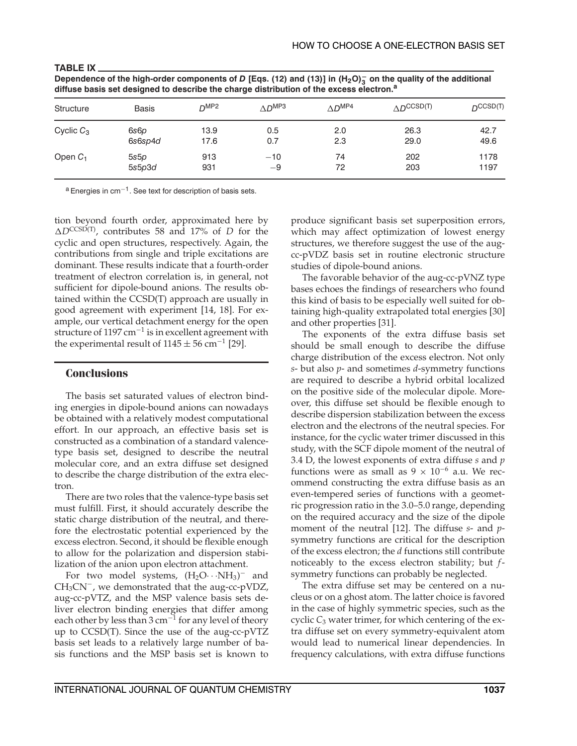**TABLE IX**

**Dependence of the high-order components of $D$ [Eqs. (12) and (13)] in $(H_2O)_3^-$ on the quality of the additional diffuse basis set designed to describe the charge distribution of the excess electron.[a]**

| Structure | Basis | $D^{MP2}$ | $\Delta D^{MP3}$ | $\Delta D^{MP4}$ | $\Delta D^{CCSD(T)}$ | $D^{CCSD(T)}$ |
|---|---|---|---|---|---|---|
| Cyclic $C_3$ | 6s6p | 13.9 | 0.5 | 2.0 | 26.3 | 42.7 |
| | 6s6sp4d | 17.6 | 0.7 | 2.3 | 29.0 | 49.6 |
| Open $C_1$ | 5s5p | 913 | −10 | 74 | 202 | 1178 |
| | 5s5p3d | 931 | −9 | 72 | 203 | 1197 |

[a] Energies in $cm^{-1}$. See text for description of basis sets.

tion beyond fourth order, approximated here by $\Delta D^{CCSD(T)}$, contributes 58 and 17% of $D$ for the cyclic and open structures, respectively. Again, the contributions from single and triple excitations are dominant. These results indicate that a fourth-order treatment of electron correlation is, in general, not sufficient for dipole-bound anions. The results obtained within the CCSD(T) approach are usually in good agreement with experiment [14, 18]. For example, our vertical detachment energy for the open structure of 1197 $cm^{-1}$ is in excellent agreement with the experimental result of $1145 \pm 56$ $cm^{-1}$ [29].

## Conclusions

The basis set saturated values of electron binding energies in dipole-bound anions can nowadays be obtained with a relatively modest computational effort. In our approach, an effective basis set is constructed as a combination of a standard valence-type basis set, designed to describe the neutral molecular core, and an extra diffuse set designed to describe the charge distribution of the extra electron.

There are two roles that the valence-type basis set must fulfill. First, it should accurately describe the static charge distribution of the neutral, and therefore the electrostatic potential experienced by the excess electron. Second, it should be flexible enough to allow for the polarization and dispersion stabilization of the anion upon electron attachment.

For two model systems, $(H_2O\cdots NH_3)^-$ and $CH_3CN^-$, we demonstrated that the aug-cc-pVDZ, aug-cc-pVTZ, and the MSP valence basis sets deliver electron binding energies that differ among each other by less than 3 $cm^{-1}$ for any level of theory up to CCSD(T). Since the use of the aug-cc-pVTZ basis set leads to a relatively large number of basis functions and the MSP basis set is known to produce significant basis set superposition errors, which may affect optimization of lowest energy structures, we therefore suggest the use of the aug-cc-pVDZ basis set in routine electronic structure studies of dipole-bound anions.

The favorable behavior of the aug-cc-pVNZ type bases echoes the findings of researchers who found this kind of basis to be especially well suited for obtaining high-quality extrapolated total energies [30] and other properties [31].

The exponents of the extra diffuse basis set should be small enough to describe the diffuse charge distribution of the excess electron. Not only *s*- but also *p*- and sometimes *d*-symmetry functions are required to describe a hybrid orbital localized on the positive side of the molecular dipole. Moreover, this diffuse set should be flexible enough to describe dispersion stabilization between the excess electron and the electrons of the neutral species. For instance, for the cyclic water trimer discussed in this study, with the SCF dipole moment of the neutral of 3.4 D, the lowest exponents of extra diffuse *s* and *p* functions were as small as $9 \times 10^{-6}$ a.u. We recommend constructing the extra diffuse basis as an even-tempered series of functions with a geometric progression ratio in the 3.0–5.0 range, depending on the required accuracy and the size of the dipole moment of the neutral [12]. The diffuse *s*- and *p*-symmetry functions are critical for the description of the excess electron; the *d* functions still contribute noticeably to the excess electron stability; but *f*-symmetry functions can probably be neglected.

The extra diffuse set may be centered on a nucleus or on a ghost atom. The latter choice is favored in the case of highly symmetric species, such as the cyclic $C_3$ water trimer, for which centering of the extra diffuse set on every symmetry-equivalent atom would lead to numerical linear dependencies. In frequency calculations, with extra diffuse functions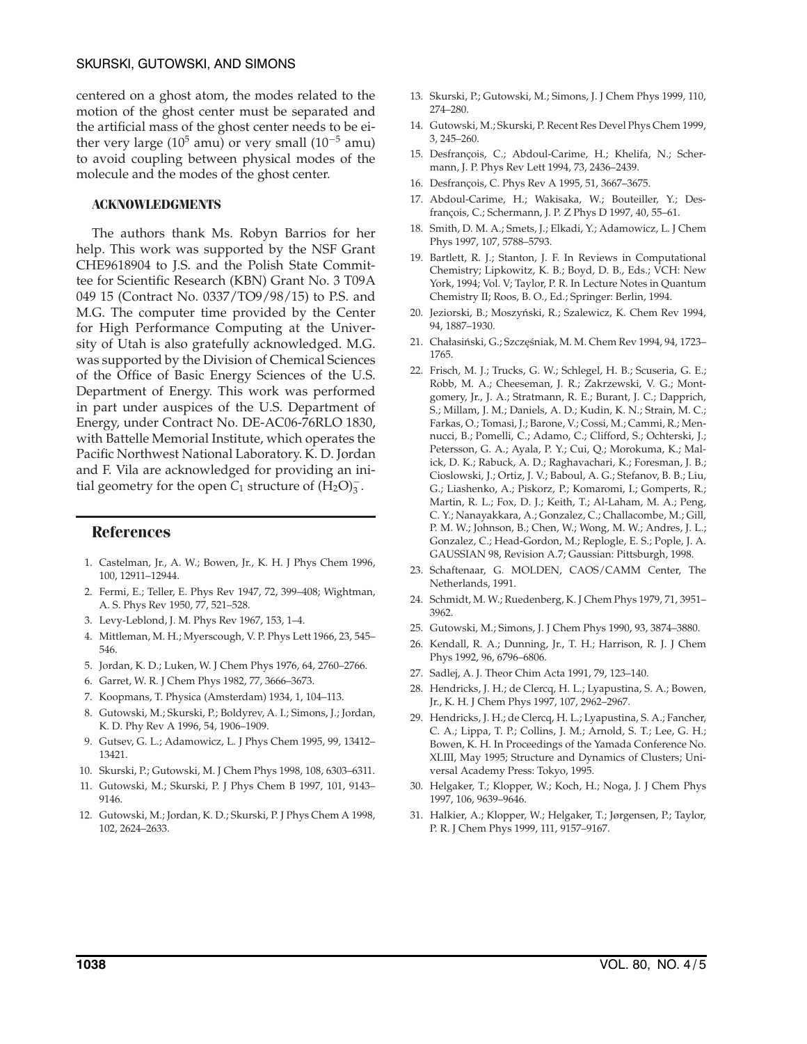centered on a ghost atom, the modes related to the motion of the ghost center must be separated and the artificial mass of the ghost center needs to be either very large ($10^5$ amu) or very small ($10^{-5}$ amu) to avoid coupling between physical modes of the molecule and the modes of the ghost center.

### ACKNOWLEDGMENTS

The authors thank Ms. Robyn Barrios for her help. This work was supported by the NSF Grant CHE9618904 to J.S. and the Polish State Committee for Scientific Research (KBN) Grant No. 3 T09A 049 15 (Contract No. 0337/TO9/98/15) to P.S. and M.G. The computer time provided by the Center for High Performance Computing at the University of Utah is also gratefully acknowledged. M.G. was supported by the Division of Chemical Sciences of the Office of Basic Energy Sciences of the U.S. Department of Energy. This work was performed in part under auspices of the U.S. Department of Energy, under Contract No. DE-AC06-76RLO 1830, with Battelle Memorial Institute, which operates the Pacific Northwest National Laboratory. K. D. Jordan and F. Vila are acknowledged for providing an initial geometry for the open $C_1$ structure of $(H_2O)_3^-$.

## References

1. Castelman, Jr., A. W.; Bowen, Jr., K. H. J Phys Chem 1996, 100, 12911–12944.
2. Fermi, E.; Teller, E. Phys Rev 1947, 72, 399–408; Wightman, A. S. Phys Rev 1950, 77, 521–528.
3. Levy-Leblond, J. M. Phys Rev 1967, 153, 1–4.
4. Mittleman, M. H.; Myerscough, V. P. Phys Lett 1966, 23, 545–546.
5. Jordan, K. D.; Luken, W. J Chem Phys 1976, 64, 2760–2766.
6. Garret, W. R. J Chem Phys 1982, 77, 3666–3673.
7. Koopmans, T. Physica (Amsterdam) 1934, 1, 104–113.
8. Gutowski, M.; Skurski, P.; Boldyrev, A. I.; Simons, J.; Jordan, K. D. Phy Rev A 1996, 54, 1906–1909.
9. Gutsev, G. L.; Adamowicz, L. J Phys Chem 1995, 99, 13412–13421.
10. Skurski, P.; Gutowski, M. J Chem Phys 1998, 108, 6303–6311.
11. Gutowski, M.; Skurski, P. J Phys Chem B 1997, 101, 9143–9146.
12. Gutowski, M.; Jordan, K. D.; Skurski, P. J Phys Chem A 1998, 102, 2624–2633.
13. Skurski, P.; Gutowski, M.; Simons, J. J Chem Phys 1999, 110, 274–280.
14. Gutowski, M.; Skurski, P. Recent Res Devel Phys Chem 1999, 3, 245–260.
15. Desfrançois, C.; Abdoul-Carime, H.; Khelifa, N.; Schermann, J. P. Phys Rev Lett 1994, 73, 2436–2439.
16. Desfrançois, C. Phys Rev A 1995, 51, 3667–3675.
17. Abdoul-Carime, H.; Wakisaka, W.; Bouteiller, Y.; Desfrançois, C.; Schermann, J. P. Z Phys D 1997, 40, 55–61.
18. Smith, D. M. A.; Smets, J.; Elkadi, Y.; Adamowicz, L. J Chem Phys 1997, 107, 5788–5793.
19. Bartlett, R. J.; Stanton, J. F. In Reviews in Computational Chemistry; Lipkowitz, K. B.; Boyd, D. B., Eds.; VCH: New York, 1994; Vol. V; Taylor, P. R. In Lecture Notes in Quantum Chemistry II; Roos, B. O., Ed.; Springer: Berlin, 1994.
20. Jeziorski, B.; Moszyński, R.; Szalewicz, K. Chem Rev 1994, 94, 1887–1930.
21. Chałasiński, G.; Szczęśniak, M. M. Chem Rev 1994, 94, 1723–1765.
22. Frisch, M. J.; Trucks, G. W.; Schlegel, H. B.; Scuseria, G. E.; Robb, M. A.; Cheeseman, J. R.; Zakrzewski, V. G.; Montgomery, Jr., J. A.; Stratmann, R. E.; Burant, J. C.; Dapprich, S.; Millam, J. M.; Daniels, A. D.; Kudin, K. N.; Strain, M. C.; Farkas, O.; Tomasi, J.; Barone, V.; Cossi, M.; Cammi, R.; Mennucci, B.; Pomelli, C.; Adamo, C.; Clifford, S.; Ochterski, J.; Petersson, G. A.; Ayala, P. Y.; Cui, Q.; Morokuma, K.; Malick, D. K.; Rabuck, A. D.; Raghavachari, K.; Foresman, J. B.; Cioslowski, J.; Ortiz, J. V.; Baboul, A. G.; Stefanov, B. B.; Liu, G.; Liashenko, A.; Piskorz, P.; Komaromi, I.; Gomperts, R.; Martin, R. L.; Fox, D. J.; Keith, T.; Al-Laham, M. A.; Peng, C. Y.; Nanayakkara, A.; Gonzalez, C.; Challacombe, M.; Gill, P. M. W.; Johnson, B.; Chen, W.; Wong, M. W.; Andres, J. L.; Gonzalez, C.; Head-Gordon, M.; Replogle, E. S.; Pople, J. A. GAUSSIAN 98, Revision A.7; Gaussian: Pittsburgh, 1998.
23. Schaftenaar, G. MOLDEN, CAOS/CAMM Center, The Netherlands, 1991.
24. Schmidt, M. W.; Ruedenberg, K. J Chem Phys 1979, 71, 3951–3962.
25. Gutowski, M.; Simons, J. J Chem Phys 1990, 93, 3874–3880.
26. Kendall, R. A.; Dunning, Jr., T. H.; Harrison, R. J. J Chem Phys 1992, 96, 6796–6806.
27. Sadlej, A. J. Theor Chim Acta 1991, 79, 123–140.
28. Hendricks, J. H.; de Clercq, H. L.; Lyapustina, S. A.; Bowen, Jr., K. H. J Chem Phys 1997, 107, 2962–2967.
29. Hendricks, J. H.; de Clercq, H. L.; Lyapustina, S. A.; Fancher, C. A.; Lippa, T. P.; Collins, J. M.; Arnold, S. T.; Lee, G. H.; Bowen, K. H. In Proceedings of the Yamada Conference No. XLIII, May 1995; Structure and Dynamics of Clusters; Universal Academy Press: Tokyo, 1995.
30. Helgaker, T.; Klopper, W.; Koch, H.; Noga, J. J Chem Phys 1997, 106, 9639–9646.
31. Halkier, A.; Klopper, W.; Helgaker, T.; Jørgensen, P.; Taylor, P. R. J Chem Phys 1999, 111, 9157–9167.